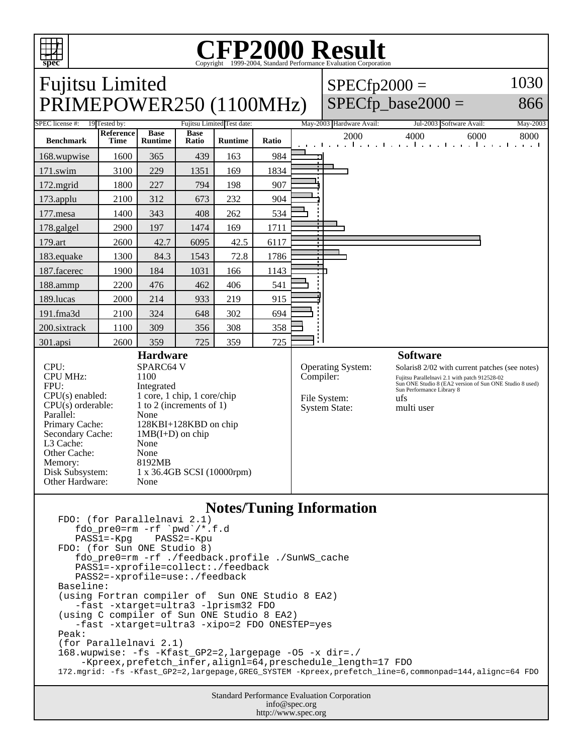# CFP2000 Result

Copyright 1999-2004, Standard Performance Evaluation Corporation

## Fujitsu Limited
## PRIMEPOWER250 (1100MHz)

SPECfp2000 = 1030
SPECfp_base2000 = 866

| SPEC license #: | 19 | Tested by: | Fujitsu Limited | Test date: | May-2003 | Hardware Avail: | Jul-2003 | Software Avail: | May-2003 |
|---|---|---|---|---|---|---|---|---|---|

| Benchmark | Reference Time | Base Runtime | Base Ratio | Runtime | Ratio |
|---|---|---|---|---|---|
| 168.wupwise | 1600 | 365 | 439 | 163 | 984 |
| 171.swim | 3100 | 229 | 1351 | 169 | 1834 |
| 172.mgrid | 1800 | 227 | 794 | 198 | 907 |
| 173.applu | 2100 | 312 | 673 | 232 | 904 |
| 177.mesa | 1400 | 343 | 408 | 262 | 534 |
| 178.galgel | 2900 | 197 | 1474 | 169 | 1711 |
| 179.art | 2600 | 42.7 | 6095 | 42.5 | 6117 |
| 183.equake | 1300 | 84.3 | 1543 | 72.8 | 1786 |
| 187.facerec | 1900 | 184 | 1031 | 166 | 1143 |
| 188.ammp | 2200 | 476 | 462 | 406 | 541 |
| 189.lucas | 2000 | 214 | 933 | 219 | 915 |
| 191.fma3d | 2100 | 324 | 648 | 302 | 694 |
| 200.sixtrack | 1100 | 309 | 356 | 308 | 358 |
| 301.apsi | 2600 | 359 | 725 | 359 | 725 |

### Hardware

| | |
|---|---|
| CPU: | SPARC64 V |
| CPU MHz: | 1100 |
| FPU: | Integrated |
| CPU(s) enabled: | 1 core, 1 chip, 1 core/chip |
| CPU(s) orderable: | 1 to 2 (increments of 1) |
| Parallel: | None |
| Primary Cache: | 128KBI+128KBD on chip |
| Secondary Cache: | 1MB(I+D) on chip |
| L3 Cache: | None |
| Other Cache: | None |
| Memory: | 8192MB |
| Disk Subsystem: | 1 x 36.4GB SCSI (10000rpm) |
| Other Hardware: | None |

### Software

| | |
|---|---|
| Operating System: | Solaris8 2/02 with current patches (see notes) |
| Compiler: | Fujitsu Parallelnavi 2.1 with patch 912528-02<br>Sun ONE Studio 8 (EA2 version of Sun ONE Studio 8 used)<br>Sun Performance Library 8 |
| File System: | ufs |
| System State: | multi user |

### Notes/Tuning Information

```
FDO: (for Parallelnavi 2.1)
   fdo_pre0=rm -rf `pwd`/*.f.d
   PASS1=-Kpg    PASS2=-Kpu
FDO: (for Sun ONE Studio 8)
   fdo_pre0=rm -rf ./feedback.profile ./SunWS_cache
   PASS1=-xprofile=collect:./feedback
   PASS2=-xprofile=use:./feedback
Baseline:
(using Fortran compiler of  Sun ONE Studio 8 EA2)
   -fast -xtarget=ultra3 -lprism32 FDO
(using C compiler of Sun ONE Studio 8 EA2)
   -fast -xtarget=ultra3 -xipo=2 FDO ONESTEP=yes
Peak:
(for Parallelnavi 2.1)
168.wupwise: -fs -Kfast_GP2=2,largepage -O5 -x dir=./
    -Kpreex,prefetch_infer,alignl=64,preschedule_length=17 FDO
172.mgrid: -fs -Kfast_GP2=2,largepage,GREG_SYSTEM -Kpreex,prefetch_line=6,commonpad=144,alignc=64 FDO
```

Standard Performance Evaluation Corporation
info@spec.org
http://www.spec.org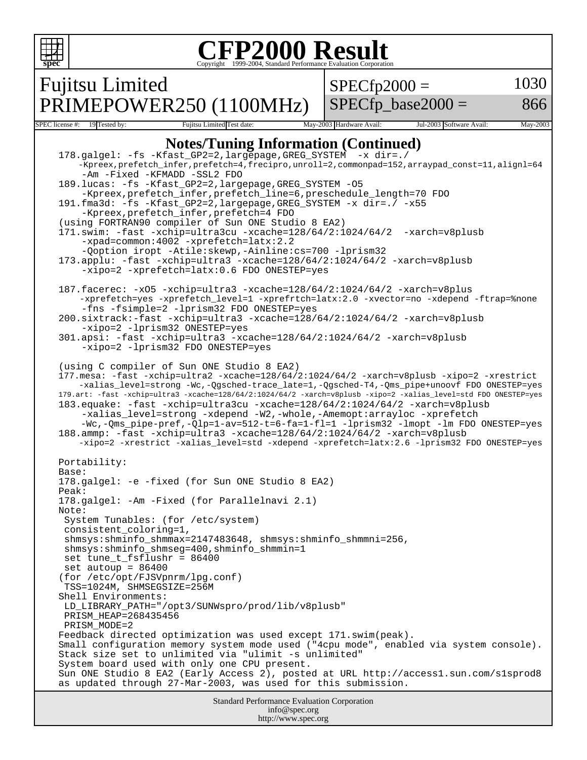# CFP2000 Result

Copyright 1999-2004, Standard Performance Evaluation Corporation

| Fujitsu Limited PRIMEPOWER250 (1100MHz) | SPECfp2000 = | 1030 |
|---|---|---|
| | SPECfp_base2000 = | 866 |

SPEC license #: 19 Tested by: Fujitsu Limited Test date: May-2003 Hardware Avail: Jul-2003 Software Avail: May-2003

## Notes/Tuning Information (Continued)

```
178.galgel: -fs -Kfast_GP2=2,largepage,GREG_SYSTEM  -x dir=./
     -Kpreex,prefetch_infer,prefetch=4,frecipro,unroll=2,commonpad=152,arraypad_const=11,alignl=64
     -Am -Fixed -KFMADD -SSL2 FDO
189.lucas: -fs -Kfast_GP2=2,largepage,GREG_SYSTEM -O5
     -Kpreex,prefetch_infer,prefetch_line=6,preschedule_length=70 FDO
191.fma3d: -fs -Kfast_GP2=2,largepage,GREG_SYSTEM -x dir=./ -x55
     -Kpreex,prefetch_infer,prefetch=4 FDO
(using FORTRAN90 compiler of Sun ONE Studio 8 EA2)
171.swim: -fast -xchip=ultra3cu -xcache=128/64/2:1024/64/2  -xarch=v8plusb
     -xpad=common:4002 -xprefetch=latx:2.2
     -Qoption iropt -Atile:skewp,-Ainline:cs=700 -lprism32
173.applu: -fast -xchip=ultra3 -xcache=128/64/2:1024/64/2 -xarch=v8plusb
     -xipo=2 -xprefetch=latx:0.6 FDO ONESTEP=yes

187.facerec: -xO5 -xchip=ultra3 -xcache=128/64/2:1024/64/2 -xarch=v8plus
     -xprefetch=yes -xprefetch_level=1 -xprefrtch=latx:2.0 -xvector=no -xdepend -ftrap=%none
     -fns -fsimple=2 -lprism32 FDO ONESTEP=yes
200.sixtrack:-fast -xchip=ultra3 -xcache=128/64/2:1024/64/2 -xarch=v8plusb
     -xipo=2 -lprism32 ONESTEP=yes
301.apsi: -fast -xchip=ultra3 -xcache=128/64/2:1024/64/2 -xarch=v8plusb
     -xipo=2 -lprism32 FDO ONESTEP=yes

(using C compiler of Sun ONE Studio 8 EA2)
177.mesa: -fast -xchip=ultra2 -xcache=128/64/2:1024/64/2 -xarch=v8plusb -xipo=2 -xrestrict
     -xalias_level=strong -Wc,-Qgsched-trace_late=1,-Qgsched-T4,-Qms_pipe+unoovf FDO ONESTEP=yes
179.art: -fast -xchip=ultra3 -xcache=128/64/2:1024/64/2 -xarch=v8plusb -xipo=2 -xalias_level=std FDO ONESTEP=yes
183.equake: -fast -xchip=ultra3cu -xcache=128/64/2:1024/64/2 -xarch=v8plusb
     -xalias_level=strong -xdepend -W2,-whole,-Amemopt:arrayloc -xprefetch
     -Wc,-Qms_pipe-pref,-Qlp=1-av=512-t=6-fa=1-fl=1 -lprism32 -lmopt -lm FDO ONESTEP=yes
188.ammp: -fast -xchip=ultra3 -xcache=128/64/2:1024/64/2 -xarch=v8plusb
     -xipo=2 -xrestrict -xalias_level=std -xdepend -xprefetch=latx:2.6 -lprism32 FDO ONESTEP=yes

Portability:
Base:
178.galgel: -e -fixed (for Sun ONE Studio 8 EA2)
Peak:
178.galgel: -Am -Fixed (for Parallelnavi 2.1)
Note:
 System Tunables: (for /etc/system)
 consistent_coloring=1,
 shmsys:shminfo_shmmax=2147483648, shmsys:shminfo_shmmni=256,
 shmsys:shminfo_shmseg=400,shminfo_shmmin=1
 set tune_t_fsflushr = 86400
 set autoup = 86400
(for /etc/opt/FJSVpnrm/lpg.conf)
 TSS=1024M, SHMSEGSIZE=256M
Shell Environments:
 LD_LIBRARY_PATH="/opt3/SUNWspro/prod/lib/v8plusb"
 PRISM_HEAP=268435456
 PRISM_MODE=2
Feedback directed optimization was used except 171.swim(peak).
Small configuration memory system mode used ("4cpu mode", enabled via system console).
Stack size set to unlimited via "ulimit -s unlimited"
System board used with only one CPU present.
Sun ONE Studio 8 EA2 (Early Access 2), posted at URL http://access1.sun.com/s1sprod8
as updated through 27-Mar-2003, was used for this submission.
```

Standard Performance Evaluation Corporation
info@spec.org
http://www.spec.org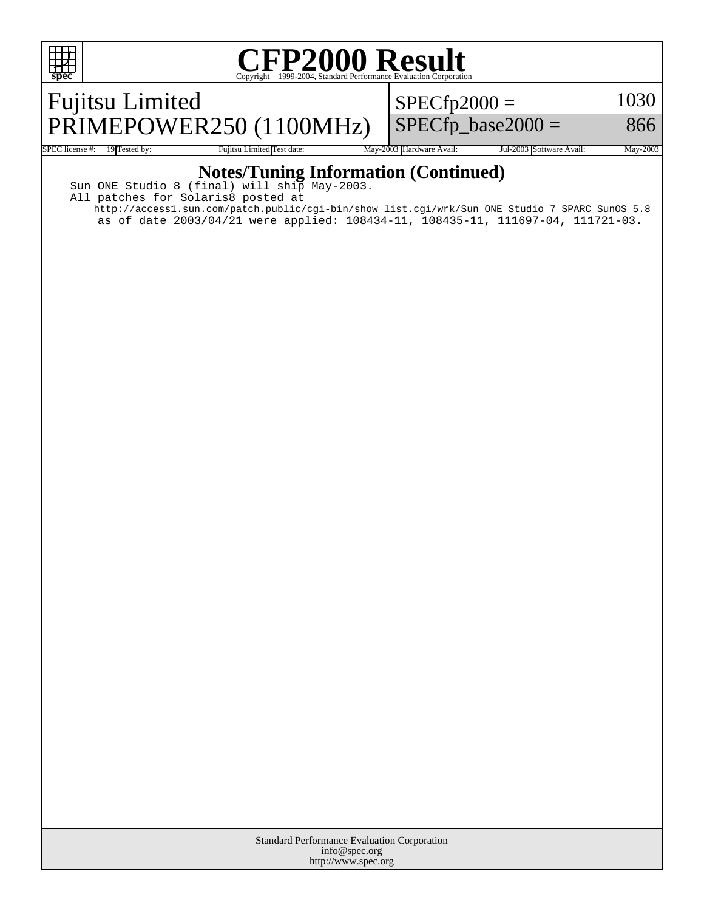# CFP2000 Result

Copyright 1999-2004, Standard Performance Evaluation Corporation

## Fujitsu Limited
## PRIMEPOWER250 (1100MHz)

SPECfp2000 = 1030

SPECfp_base2000 = 866

| SPEC license #: | 19 | Tested by: | Fujitsu Limited | Test date: | May-2003 | Hardware Avail: | Jul-2003 | Software Avail: | May-2003 |
|---|---|---|---|---|---|---|---|---|---|

### Notes/Tuning Information (Continued)

```
Sun ONE Studio 8 (final) will ship May-2003.
All patches for Solaris8 posted at
    http://access1.sun.com/patch.public/cgi-bin/show_list.cgi/wrk/Sun_ONE_Studio_7_SPARC_SunOS_5.8
    as of date 2003/04/21 were applied: 108434-11, 108435-11, 111697-04, 111721-03.
```

Standard Performance Evaluation Corporation
info@spec.org
http://www.spec.org